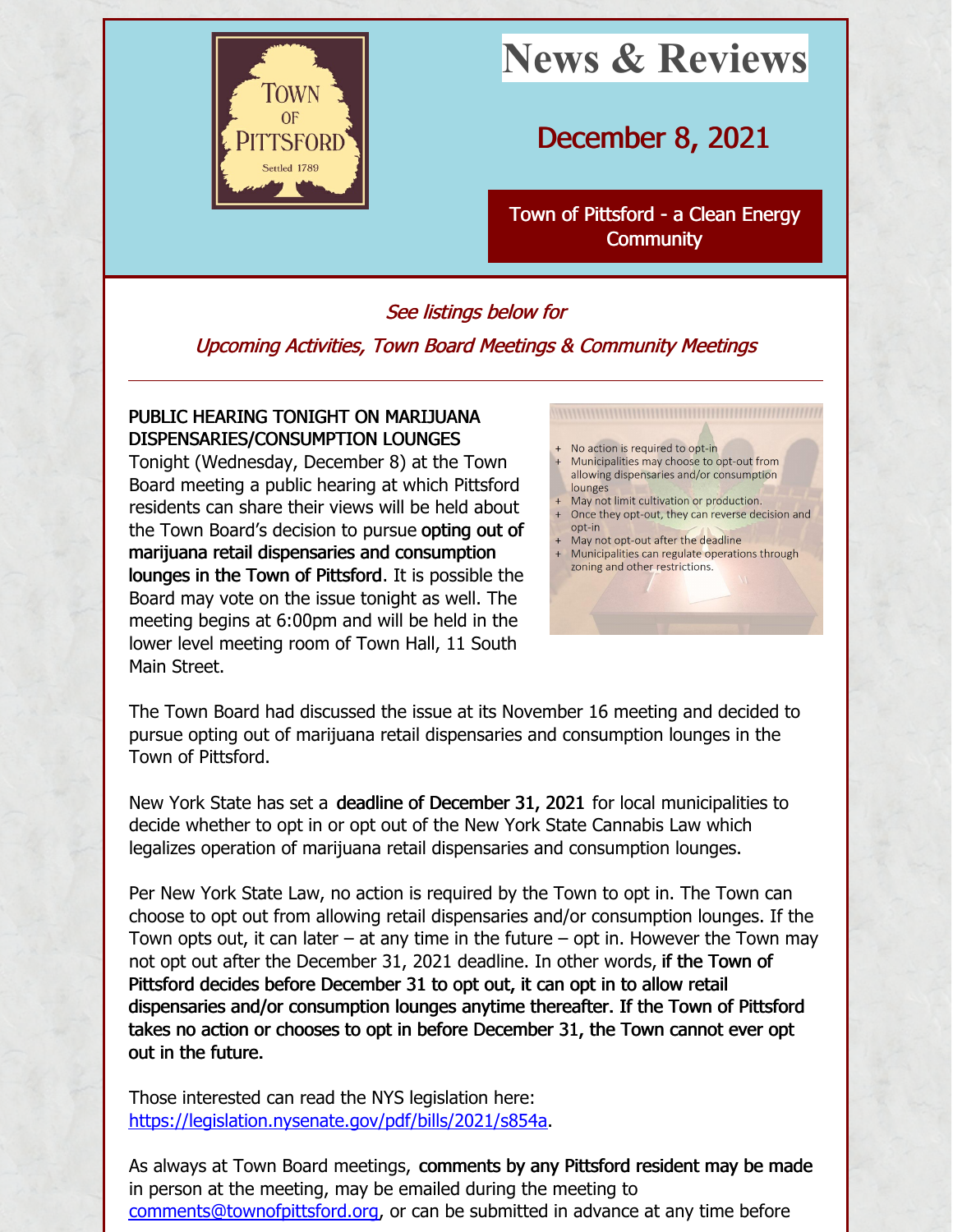# News & Reviews

## December 8, 2021

**Town of Pittsford - a Clean Energy Community**

*See listings below for*

*Upcoming Activities, Town Board Meetings & Community Meetings*

---

**PUBLIC HEARING TONIGHT ON MARIJUANA DISPENSARIES/CONSUMPTION LOUNGES**

Tonight (Wednesday, December 8) at the Town Board meeting a public hearing at which Pittsford residents can share their views will be held about the Town Board's decision to pursue **opting out of marijuana retail dispensaries and consumption lounges in the Town of Pittsford**. It is possible the Board may vote on the issue tonight as well. The meeting begins at 6:00pm and will be held in the lower level meeting room of Town Hall, 11 South Main Street.

- No action is required to opt-in
- Municipalities may choose to opt-out from allowing dispensaries and/or consumption lounges
- May not limit cultivation or production.
- Once they opt-out, they can reverse decision and opt-in
- May not opt-out after the deadline
- Municipalities can regulate operations through zoning and other restrictions.

The Town Board had discussed the issue at its November 16 meeting and decided to pursue opting out of marijuana retail dispensaries and consumption lounges in the Town of Pittsford.

New York State has set a **deadline of December 31, 2021** for local municipalities to decide whether to opt in or opt out of the New York State Cannabis Law which legalizes operation of marijuana retail dispensaries and consumption lounges.

Per New York State Law, no action is required by the Town to opt in. The Town can choose to opt out from allowing retail dispensaries and/or consumption lounges. If the Town opts out, it can later – at any time in the future – opt in. However the Town may not opt out after the December 31, 2021 deadline. In other words, **if the Town of Pittsford decides before December 31 to opt out, it can opt in to allow retail dispensaries and/or consumption lounges anytime thereafter. If the Town of Pittsford takes no action or chooses to opt in before December 31, the Town cannot ever opt out in the future.**

Those interested can read the NYS legislation here: https://legislation.nysenate.gov/pdf/bills/2021/s854a.

As always at Town Board meetings, **comments by any Pittsford resident may be made** in person at the meeting, may be emailed during the meeting to comments@townofpittsford.org, or can be submitted in advance at any time before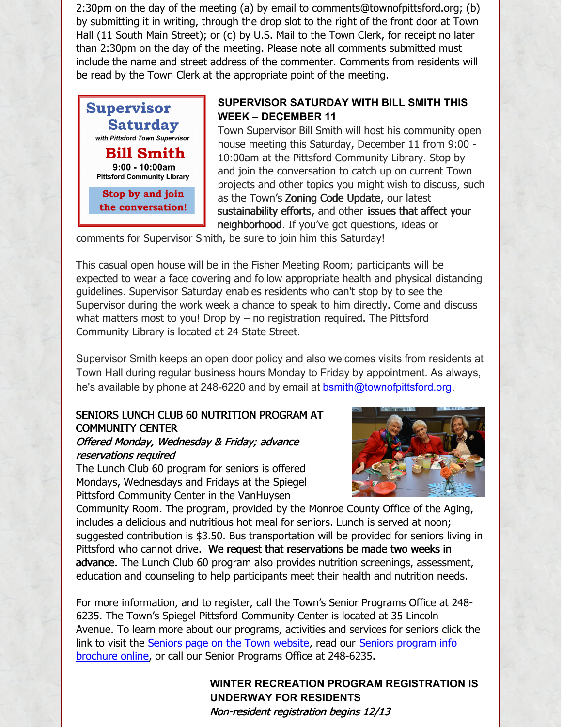2:30pm on the day of the meeting (a) by email to comments@townofpittsford.org; (b) by submitting it in writing, through the drop slot to the right of the front door at Town Hall (11 South Main Street); or (c) by U.S. Mail to the Town Clerk, for receipt no later than 2:30pm on the day of the meeting. Please note all comments submitted must include the name and street address of the commenter. Comments from residents will be read by the Town Clerk at the appropriate point of the meeting.

Supervisor Saturday
*with Pittsford Town Supervisor*
**Bill Smith**
**9:00 - 10:00am**
**Pittsford Community Library**
**Stop by and join the conversation!**

### SUPERVISOR SATURDAY WITH BILL SMITH THIS WEEK – DECEMBER 11

Town Supervisor Bill Smith will host his community open house meeting this Saturday, December 11 from 9:00 - 10:00am at the Pittsford Community Library. Stop by and join the conversation to catch up on current Town projects and other topics you might wish to discuss, such as the Town's Zoning Code Update, our latest sustainability efforts, and other issues that affect your neighborhood. If you've got questions, ideas or comments for Supervisor Smith, be sure to join him this Saturday!

This casual open house will be in the Fisher Meeting Room; participants will be expected to wear a face covering and follow appropriate health and physical distancing guidelines. Supervisor Saturday enables residents who can't stop by to see the Supervisor during the work week a chance to speak to him directly. Come and discuss what matters most to you! Drop by – no registration required. The Pittsford Community Library is located at 24 State Street.

Supervisor Smith keeps an open door policy and also welcomes visits from residents at Town Hall during regular business hours Monday to Friday by appointment. As always, he's available by phone at 248-6220 and by email at bsmith@townofpittsford.org.

### SENIORS LUNCH CLUB 60 NUTRITION PROGRAM AT COMMUNITY CENTER

*Offered Monday, Wednesday & Friday; advance reservations required*

The Lunch Club 60 program for seniors is offered Mondays, Wednesdays and Fridays at the Spiegel Pittsford Community Center in the VanHuysen Community Room. The program, provided by the Monroe County Office of the Aging, includes a delicious and nutritious hot meal for seniors. Lunch is served at noon; suggested contribution is $3.50. Bus transportation will be provided for seniors living in Pittsford who cannot drive. **We request that reservations be made two weeks in advance.** The Lunch Club 60 program also provides nutrition screenings, assessment, education and counseling to help participants meet their health and nutrition needs.

For more information, and to register, call the Town's Senior Programs Office at 248-6235. The Town's Spiegel Pittsford Community Center is located at 35 Lincoln Avenue. To learn more about our programs, activities and services for seniors click the link to visit the Seniors page on the Town website, read our Seniors program info brochure online, or call our Senior Programs Office at 248-6235.

### WINTER RECREATION PROGRAM REGISTRATION IS UNDERWAY FOR RESIDENTS

*Non-resident registration begins 12/13*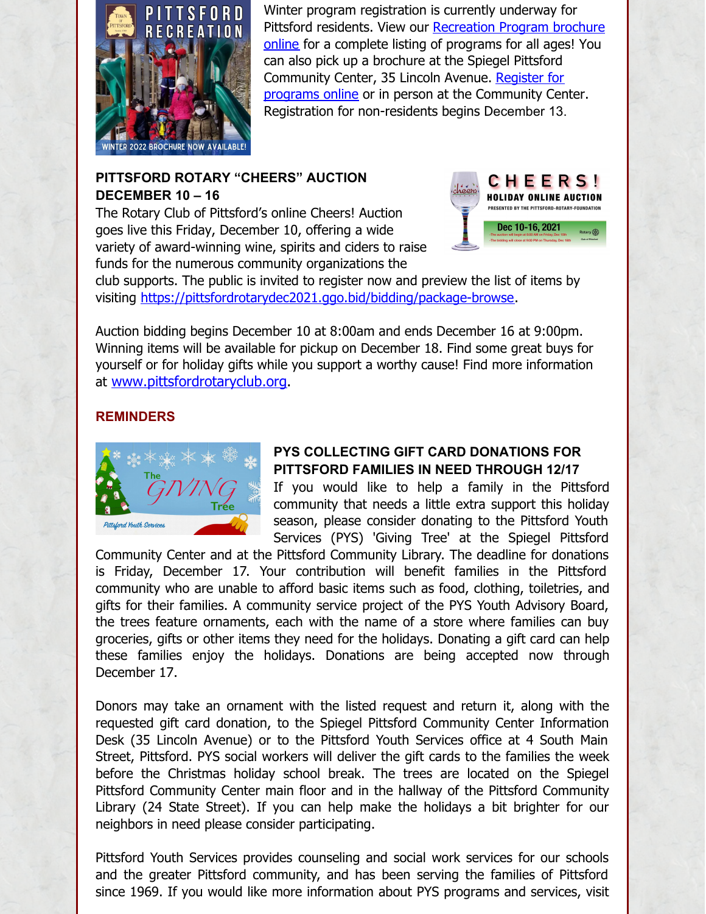Winter program registration is currently underway for Pittsford residents. View our Recreation Program brochure online for a complete listing of programs for all ages! You can also pick up a brochure at the Spiegel Pittsford Community Center, 35 Lincoln Avenue. Register for programs online or in person at the Community Center. Registration for non-residents begins December 13.

**PITTSFORD ROTARY "CHEERS" AUCTION DECEMBER 10 – 16**

The Rotary Club of Pittsford's online Cheers! Auction goes live this Friday, December 10, offering a wide variety of award-winning wine, spirits and ciders to raise funds for the numerous community organizations the club supports. The public is invited to register now and preview the list of items by visiting https://pittsfordrotarydec2021.ggo.bid/bidding/package-browse.

Auction bidding begins December 10 at 8:00am and ends December 16 at 9:00pm. Winning items will be available for pickup on December 18. Find some great buys for yourself or for holiday gifts while you support a worthy cause! Find more information at www.pittsfordrotaryclub.org.

## REMINDERS

**PYS COLLECTING GIFT CARD DONATIONS FOR PITTSFORD FAMILIES IN NEED THROUGH 12/17**

If you would like to help a family in the Pittsford community that needs a little extra support this holiday season, please consider donating to the Pittsford Youth Services (PYS) 'Giving Tree' at the Spiegel Pittsford Community Center and at the Pittsford Community Library. The deadline for donations is Friday, December 17. Your contribution will benefit families in the Pittsford community who are unable to afford basic items such as food, clothing, toiletries, and gifts for their families. A community service project of the PYS Youth Advisory Board, the trees feature ornaments, each with the name of a store where families can buy groceries, gifts or other items they need for the holidays. Donating a gift card can help these families enjoy the holidays. Donations are being accepted now through December 17.

Donors may take an ornament with the listed request and return it, along with the requested gift card donation, to the Spiegel Pittsford Community Center Information Desk (35 Lincoln Avenue) or to the Pittsford Youth Services office at 4 South Main Street, Pittsford. PYS social workers will deliver the gift cards to the families the week before the Christmas holiday school break. The trees are located on the Spiegel Pittsford Community Center main floor and in the hallway of the Pittsford Community Library (24 State Street). If you can help make the holidays a bit brighter for our neighbors in need please consider participating.

Pittsford Youth Services provides counseling and social work services for our schools and the greater Pittsford community, and has been serving the families of Pittsford since 1969. If you would like more information about PYS programs and services, visit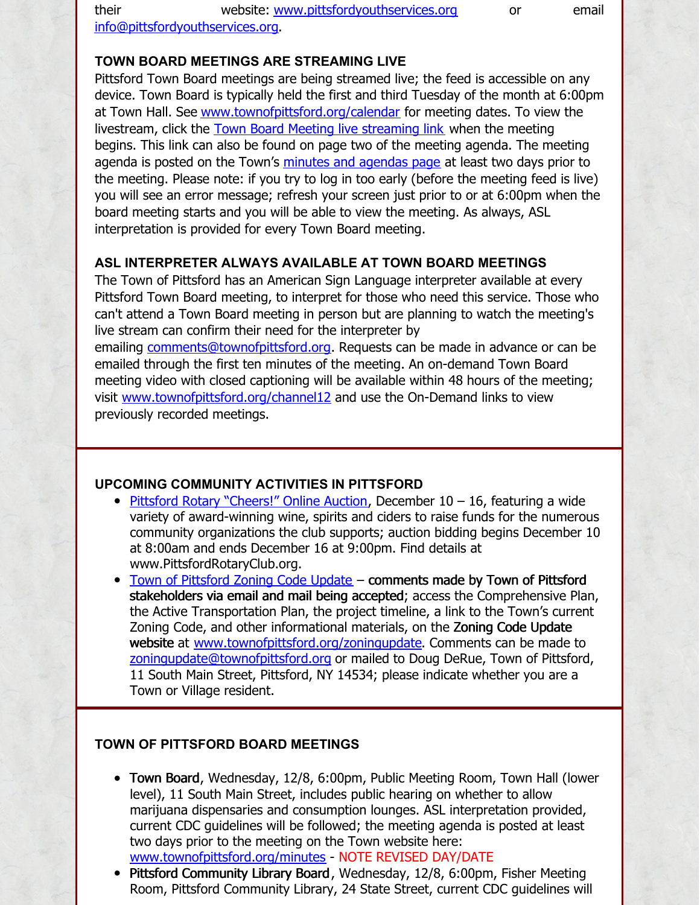their website: [www.pittsfordyouthservices.org](http://www.pittsfordyouthservices.org) or email [info@pittsfordyouthservices.org](mailto:info@pittsfordyouthservices.org).

**TOWN BOARD MEETINGS ARE STREAMING LIVE**

Pittsford Town Board meetings are being streamed live; the feed is accessible on any device. Town Board is typically held the first and third Tuesday of the month at 6:00pm at Town Hall. See [www.townofpittsford.org/calendar](http://www.townofpittsford.org/calendar) for meeting dates. To view the livestream, click the Town Board Meeting live streaming link when the meeting begins. This link can also be found on page two of the meeting agenda. The meeting agenda is posted on the Town's minutes and agendas page at least two days prior to the meeting. Please note: if you try to log in too early (before the meeting feed is live) you will see an error message; refresh your screen just prior to or at 6:00pm when the board meeting starts and you will be able to view the meeting. As always, ASL interpretation is provided for every Town Board meeting.

**ASL INTERPRETER ALWAYS AVAILABLE AT TOWN BOARD MEETINGS**

The Town of Pittsford has an American Sign Language interpreter available at every Pittsford Town Board meeting, to interpret for those who need this service. Those who can't attend a Town Board meeting in person but are planning to watch the meeting's live stream can confirm their need for the interpreter by emailing [comments@townofpittsford.org](mailto:comments@townofpittsford.org). Requests can be made in advance or can be emailed through the first ten minutes of the meeting. An on-demand Town Board meeting video with closed captioning will be available within 48 hours of the meeting; visit [www.townofpittsford.org/channel12](http://www.townofpittsford.org/channel12) and use the On-Demand links to view previously recorded meetings.

**UPCOMING COMMUNITY ACTIVITIES IN PITTSFORD**

- Pittsford Rotary "Cheers!" Online Auction, December 10 – 16, featuring a wide variety of award-winning wine, spirits and ciders to raise funds for the numerous community organizations the club supports; auction bidding begins December 10 at 8:00am and ends December 16 at 9:00pm. Find details at www.PittsfordRotaryClub.org.
- Town of Pittsford Zoning Code Update – **comments made by Town of Pittsford stakeholders via email and mail being accepted**; access the Comprehensive Plan, the Active Transportation Plan, the project timeline, a link to the Town's current Zoning Code, and other informational materials, on the **Zoning Code Update website** at [www.townofpittsford.org/zoningupdate](http://www.townofpittsford.org/zoningupdate). Comments can be made to [zoningupdate@townofpittsford.org](mailto:zoningupdate@townofpittsford.org) or mailed to Doug DeRue, Town of Pittsford, 11 South Main Street, Pittsford, NY 14534; please indicate whether you are a Town or Village resident.

**TOWN OF PITTSFORD BOARD MEETINGS**

- **Town Board**, Wednesday, 12/8, 6:00pm, Public Meeting Room, Town Hall (lower level), 11 South Main Street, includes public hearing on whether to allow marijuana dispensaries and consumption lounges. ASL interpretation provided, current CDC guidelines will be followed; the meeting agenda is posted at least two days prior to the meeting on the Town website here: [www.townofpittsford.org/minutes](http://www.townofpittsford.org/minutes) - NOTE REVISED DAY/DATE
- **Pittsford Community Library Board**, Wednesday, 12/8, 6:00pm, Fisher Meeting Room, Pittsford Community Library, 24 State Street, current CDC guidelines will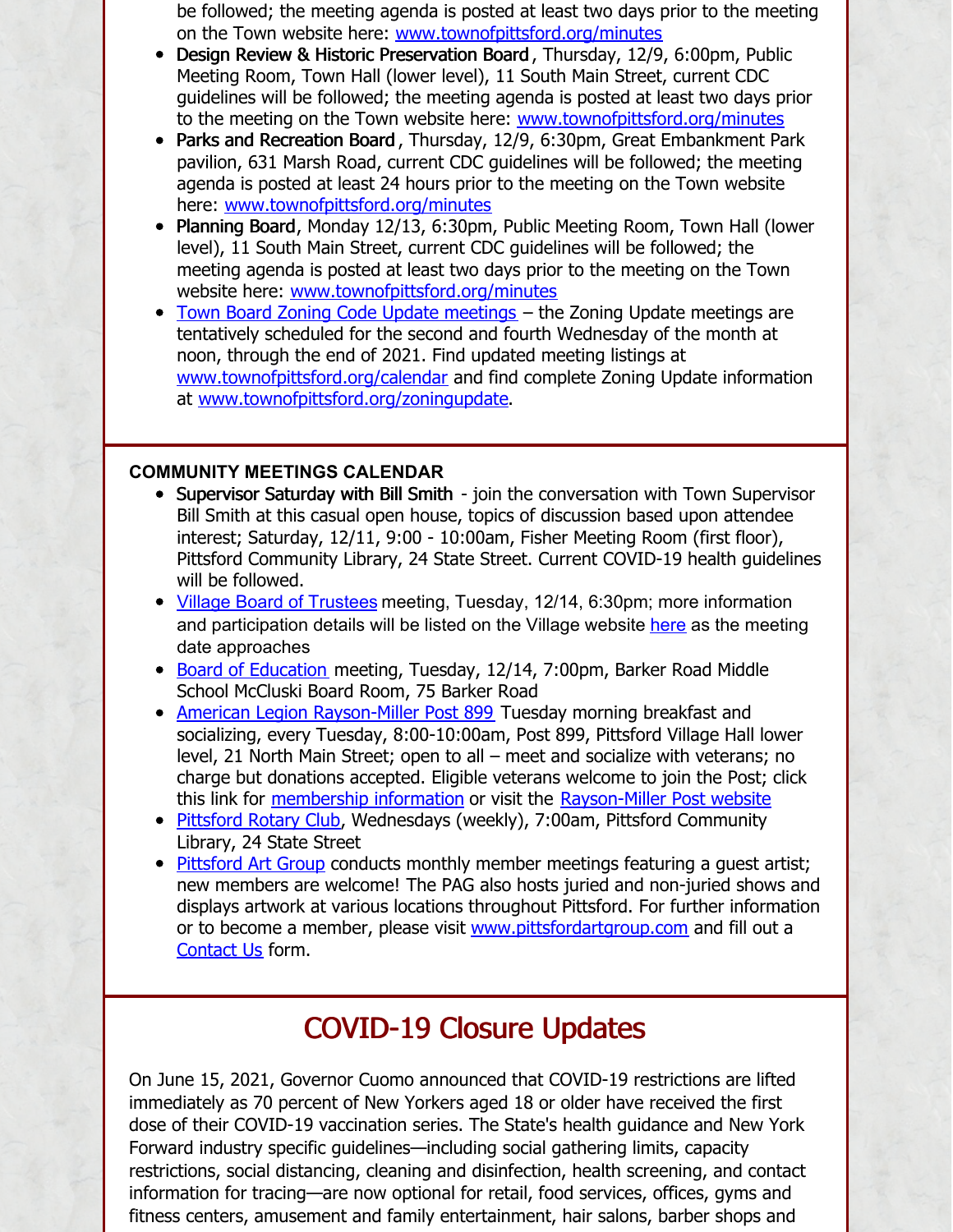be followed; the meeting agenda is posted at least two days prior to the meeting on the Town website here: www.townofpittsford.org/minutes

- **Design Review & Historic Preservation Board**, Thursday, 12/9, 6:00pm, Public Meeting Room, Town Hall (lower level), 11 South Main Street, current CDC guidelines will be followed; the meeting agenda is posted at least two days prior to the meeting on the Town website here: www.townofpittsford.org/minutes
- **Parks and Recreation Board**, Thursday, 12/9, 6:30pm, Great Embankment Park pavilion, 631 Marsh Road, current CDC guidelines will be followed; the meeting agenda is posted at least 24 hours prior to the meeting on the Town website here: www.townofpittsford.org/minutes
- **Planning Board**, Monday 12/13, 6:30pm, Public Meeting Room, Town Hall (lower level), 11 South Main Street, current CDC guidelines will be followed; the meeting agenda is posted at least two days prior to the meeting on the Town website here: www.townofpittsford.org/minutes
- Town Board Zoning Code Update meetings – the Zoning Update meetings are tentatively scheduled for the second and fourth Wednesday of the month at noon, through the end of 2021. Find updated meeting listings at www.townofpittsford.org/calendar and find complete Zoning Update information at www.townofpittsford.org/zoningupdate.

**COMMUNITY MEETINGS CALENDAR**

- **Supervisor Saturday with Bill Smith** - join the conversation with Town Supervisor Bill Smith at this casual open house, topics of discussion based upon attendee interest; Saturday, 12/11, 9:00 - 10:00am, Fisher Meeting Room (first floor), Pittsford Community Library, 24 State Street. Current COVID-19 health guidelines will be followed.
- Village Board of Trustees meeting, Tuesday, 12/14, 6:30pm; more information and participation details will be listed on the Village website here as the meeting date approaches
- Board of Education meeting, Tuesday, 12/14, 7:00pm, Barker Road Middle School McCluski Board Room, 75 Barker Road
- American Legion Rayson-Miller Post 899 Tuesday morning breakfast and socializing, every Tuesday, 8:00-10:00am, Post 899, Pittsford Village Hall lower level, 21 North Main Street; open to all – meet and socialize with veterans; no charge but donations accepted. Eligible veterans welcome to join the Post; click this link for membership information or visit the Rayson-Miller Post website
- Pittsford Rotary Club, Wednesdays (weekly), 7:00am, Pittsford Community Library, 24 State Street
- Pittsford Art Group conducts monthly member meetings featuring a guest artist; new members are welcome! The PAG also hosts juried and non-juried shows and displays artwork at various locations throughout Pittsford. For further information or to become a member, please visit www.pittsfordartgroup.com and fill out a Contact Us form.

# COVID-19 Closure Updates

On June 15, 2021, Governor Cuomo announced that COVID-19 restrictions are lifted immediately as 70 percent of New Yorkers aged 18 or older have received the first dose of their COVID-19 vaccination series. The State's health guidance and New York Forward industry specific guidelines—including social gathering limits, capacity restrictions, social distancing, cleaning and disinfection, health screening, and contact information for tracing—are now optional for retail, food services, offices, gyms and fitness centers, amusement and family entertainment, hair salons, barber shops and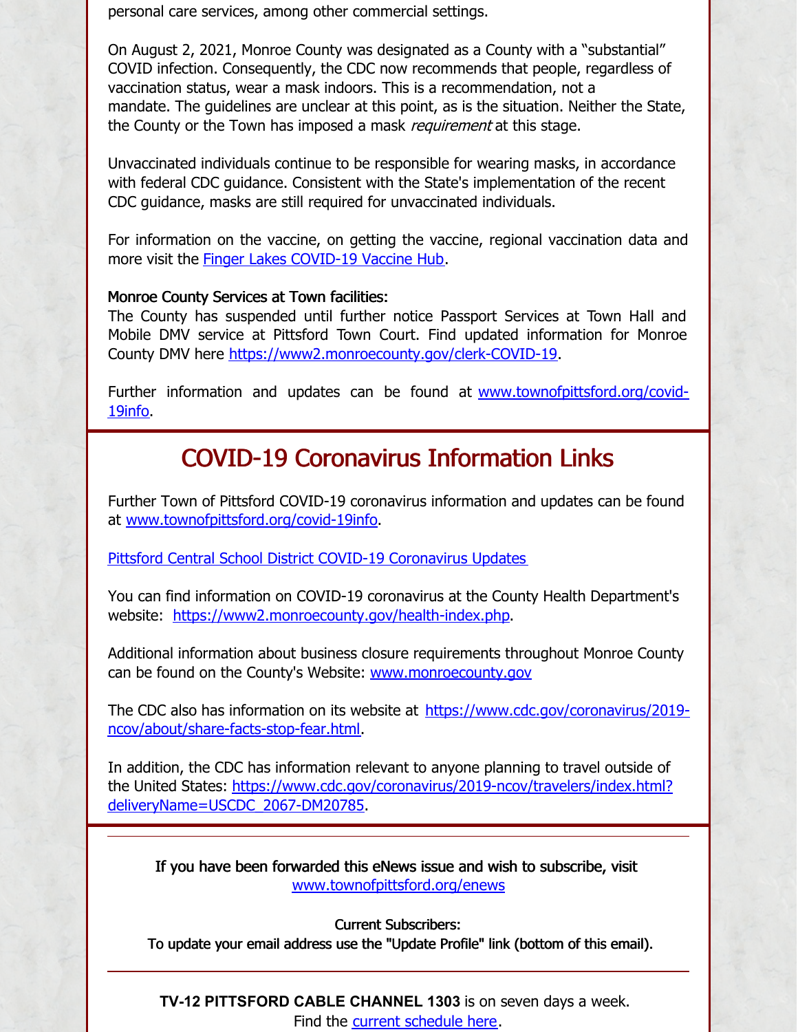personal care services, among other commercial settings.

On August 2, 2021, Monroe County was designated as a County with a "substantial" COVID infection. Consequently, the CDC now recommends that people, regardless of vaccination status, wear a mask indoors. This is a recommendation, not a mandate. The guidelines are unclear at this point, as is the situation. Neither the State, the County or the Town has imposed a mask *requirement* at this stage.

Unvaccinated individuals continue to be responsible for wearing masks, in accordance with federal CDC guidance. Consistent with the State's implementation of the recent CDC guidance, masks are still required for unvaccinated individuals.

For information on the vaccine, on getting the vaccine, regional vaccination data and more visit the Finger Lakes COVID-19 Vaccine Hub.

**Monroe County Services at Town facilities:**
The County has suspended until further notice Passport Services at Town Hall and Mobile DMV service at Pittsford Town Court. Find updated information for Monroe County DMV here https://www2.monroecounty.gov/clerk-COVID-19.

Further information and updates can be found at www.townofpittsford.org/covid-19info.

## COVID-19 Coronavirus Information Links

Further Town of Pittsford COVID-19 coronavirus information and updates can be found at www.townofpittsford.org/covid-19info.

Pittsford Central School District COVID-19 Coronavirus Updates

You can find information on COVID-19 coronavirus at the County Health Department's website: https://www2.monroecounty.gov/health-index.php.

Additional information about business closure requirements throughout Monroe County can be found on the County's Website: www.monroecounty.gov

The CDC also has information on its website at https://www.cdc.gov/coronavirus/2019-ncov/about/share-facts-stop-fear.html.

In addition, the CDC has information relevant to anyone planning to travel outside of the United States: https://www.cdc.gov/coronavirus/2019-ncov/travelers/index.html?deliveryName=USCDC_2067-DM20785.

---

If you have been forwarded this eNews issue and wish to subscribe, visit www.townofpittsford.org/enews

Current Subscribers:
To update your email address use the "Update Profile" link (bottom of this email).

---

**TV-12 PITTSFORD CABLE CHANNEL 1303** is on seven days a week.
Find the current schedule here.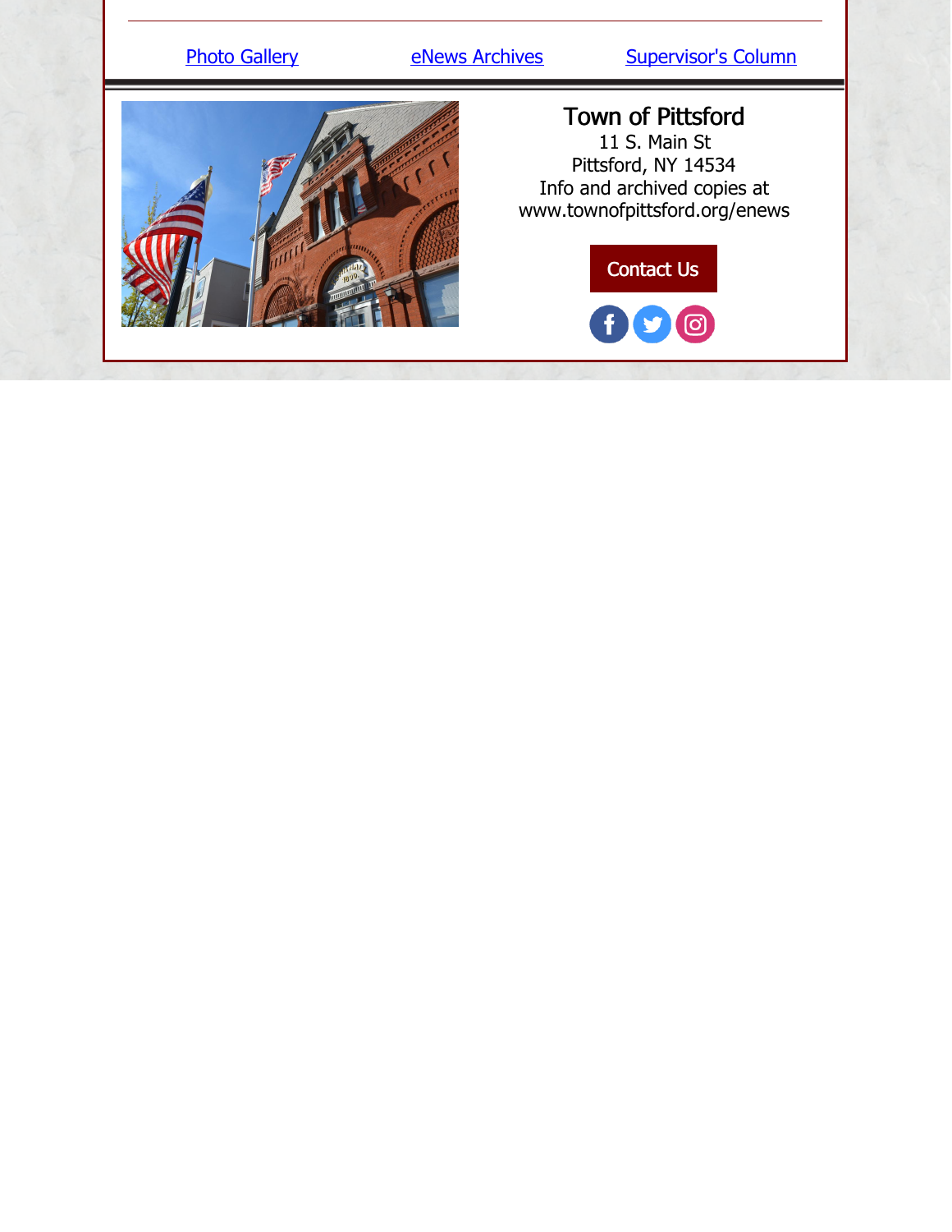---

Photo Gallery | eNews Archives | Supervisor's Column

---

**Town of Pittsford**
11 S. Main St
Pittsford, NY 14534
Info and archived copies at
www.townofpittsford.org/enews

Contact Us